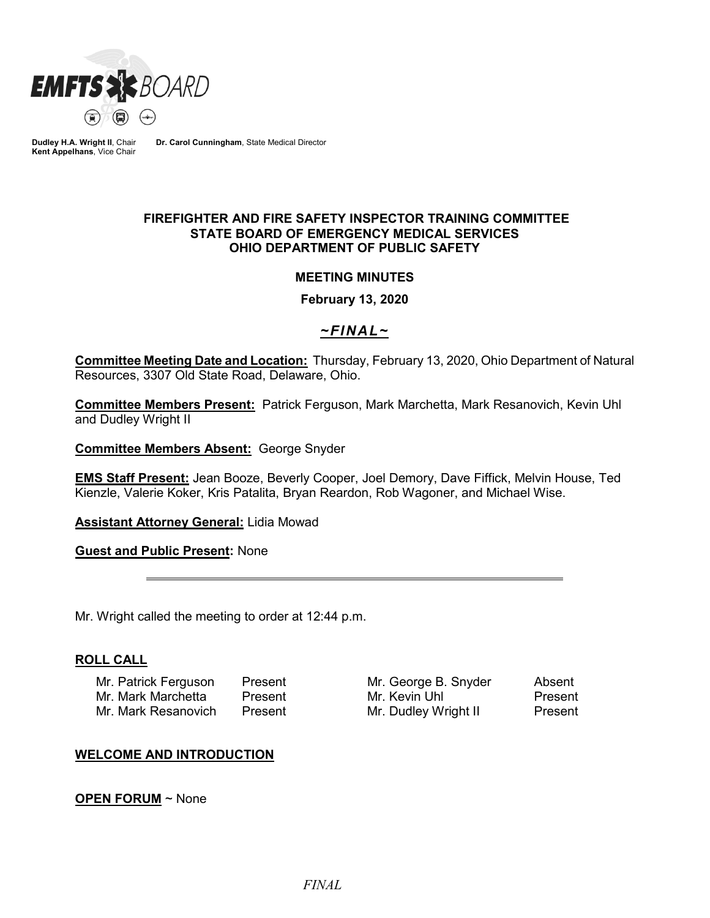**EMFTS BOARD**

**Dudley H.A. Wright II**, Chair
**Kent Appelhans**, Vice Chair

**Dr. Carol Cunningham**, State Medical Director

# FIREFIGHTER AND FIRE SAFETY INSPECTOR TRAINING COMMITTEE
# STATE BOARD OF EMERGENCY MEDICAL SERVICES
# OHIO DEPARTMENT OF PUBLIC SAFETY

## MEETING MINUTES

**February 13, 2020**

***~FINAL~***

**Committee Meeting Date and Location:** Thursday, February 13, 2020, Ohio Department of Natural Resources, 3307 Old State Road, Delaware, Ohio.

**Committee Members Present:** Patrick Ferguson, Mark Marchetta, Mark Resanovich, Kevin Uhl and Dudley Wright II

**Committee Members Absent:** George Snyder

**EMS Staff Present:** Jean Booze, Beverly Cooper, Joel Demory, Dave Fiffick, Melvin House, Ted Kienzle, Valerie Koker, Kris Patalita, Bryan Reardon, Rob Wagoner, and Michael Wise.

**Assistant Attorney General:** Lidia Mowad

**Guest and Public Present:** None

---

Mr. Wright called the meeting to order at 12:44 p.m.

## ROLL CALL

| | | | |
|---|---|---|---|
| Mr. Patrick Ferguson | Present | Mr. George B. Snyder | Absent |
| Mr. Mark Marchetta | Present | Mr. Kevin Uhl | Present |
| Mr. Mark Resanovich | Present | Mr. Dudley Wright II | Present |

## WELCOME AND INTRODUCTION

**OPEN FORUM** ~ None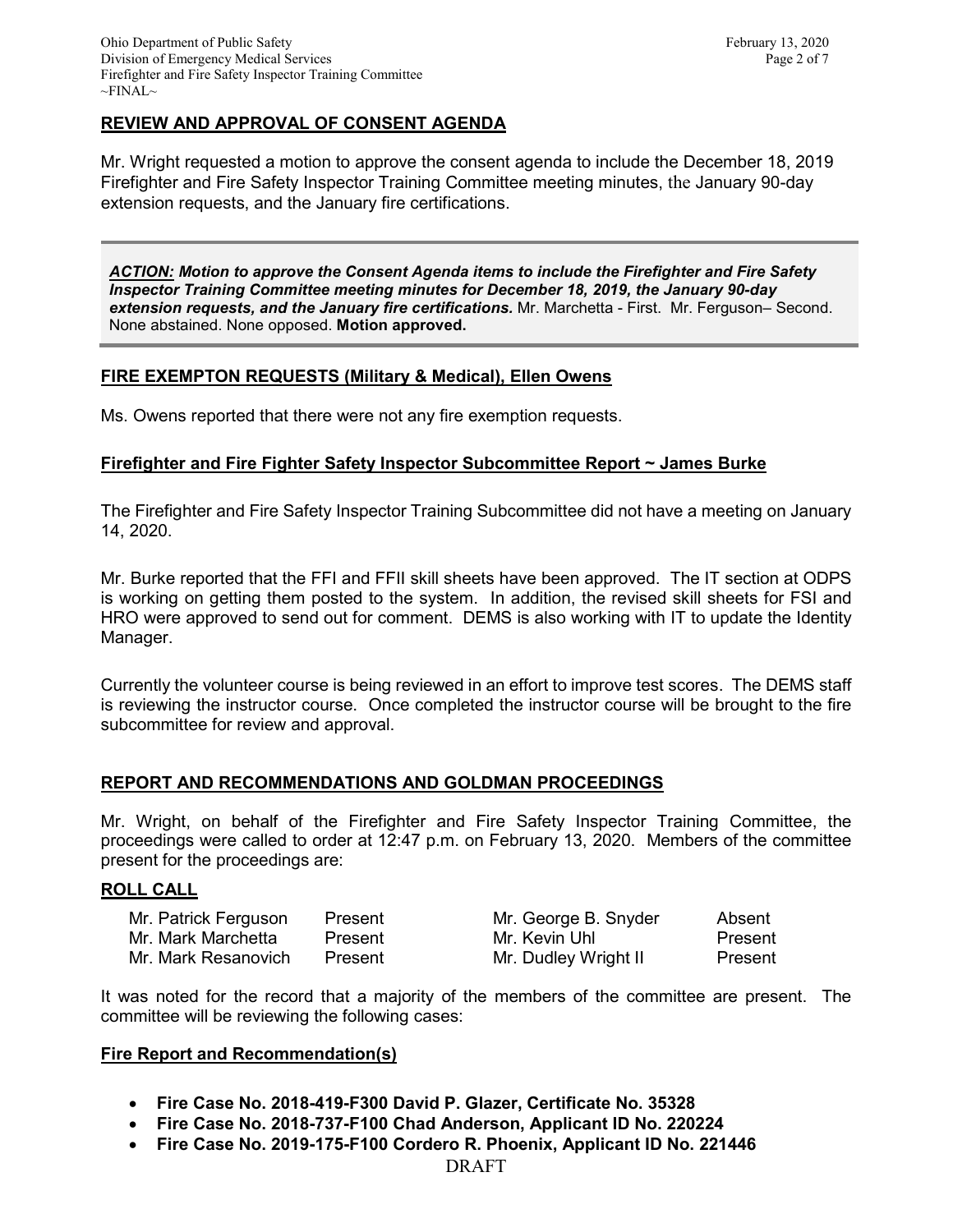## REVIEW AND APPROVAL OF CONSENT AGENDA

Mr. Wright requested a motion to approve the consent agenda to include the December 18, 2019 Firefighter and Fire Safety Inspector Training Committee meeting minutes, the January 90-day extension requests, and the January fire certifications.

> ***ACTION:*** ***Motion to approve the Consent Agenda items to include the Firefighter and Fire Safety Inspector Training Committee meeting minutes for December 18, 2019, the January 90-day extension requests, and the January fire certifications.*** Mr. Marchetta - First. Mr. Ferguson– Second. None abstained. None opposed. **Motion approved.**

## FIRE EXEMPTON REQUESTS (Military & Medical), Ellen Owens

Ms. Owens reported that there were not any fire exemption requests.

## Firefighter and Fire Fighter Safety Inspector Subcommittee Report ~ James Burke

The Firefighter and Fire Safety Inspector Training Subcommittee did not have a meeting on January 14, 2020.

Mr. Burke reported that the FFI and FFII skill sheets have been approved. The IT section at ODPS is working on getting them posted to the system. In addition, the revised skill sheets for FSI and HRO were approved to send out for comment. DEMS is also working with IT to update the Identity Manager.

Currently the volunteer course is being reviewed in an effort to improve test scores. The DEMS staff is reviewing the instructor course. Once completed the instructor course will be brought to the fire subcommittee for review and approval.

## REPORT AND RECOMMENDATIONS AND GOLDMAN PROCEEDINGS

Mr. Wright, on behalf of the Firefighter and Fire Safety Inspector Training Committee, the proceedings were called to order at 12:47 p.m. on February 13, 2020. Members of the committee present for the proceedings are:

### ROLL CALL

| | | | |
|---|---|---|---|
| Mr. Patrick Ferguson | Present | Mr. George B. Snyder | Absent |
| Mr. Mark Marchetta | Present | Mr. Kevin Uhl | Present |
| Mr. Mark Resanovich | Present | Mr. Dudley Wright II | Present |

It was noted for the record that a majority of the members of the committee are present. The committee will be reviewing the following cases:

### Fire Report and Recommendation(s)

- **Fire Case No. 2018-419-F300 David P. Glazer, Certificate No. 35328**
- **Fire Case No. 2018-737-F100 Chad Anderson, Applicant ID No. 220224**
- **Fire Case No. 2019-175-F100 Cordero R. Phoenix, Applicant ID No. 221446**

DRAFT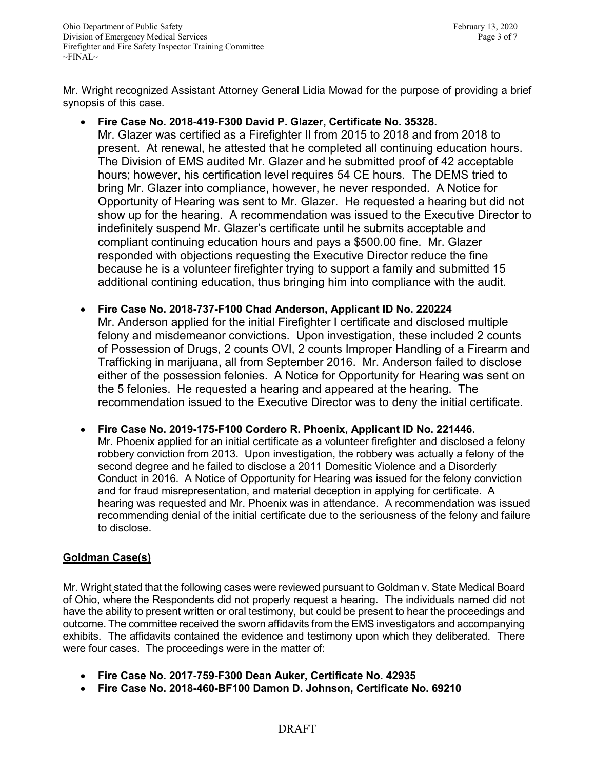Mr. Wright recognized Assistant Attorney General Lidia Mowad for the purpose of providing a brief synopsis of this case.

- **Fire Case No. 2018-419-F300 David P. Glazer, Certificate No. 35328.**
  Mr. Glazer was certified as a Firefighter II from 2015 to 2018 and from 2018 to present. At renewal, he attested that he completed all continuing education hours. The Division of EMS audited Mr. Glazer and he submitted proof of 42 acceptable hours; however, his certification level requires 54 CE hours. The DEMS tried to bring Mr. Glazer into compliance, however, he never responded. A Notice for Opportunity of Hearing was sent to Mr. Glazer. He requested a hearing but did not show up for the hearing. A recommendation was issued to the Executive Director to indefinitely suspend Mr. Glazer's certificate until he submits acceptable and compliant continuing education hours and pays a $500.00 fine. Mr. Glazer responded with objections requesting the Executive Director reduce the fine because he is a volunteer firefighter trying to support a family and submitted 15 additional contining education, thus bringing him into compliance with the audit.

- **Fire Case No. 2018-737-F100 Chad Anderson, Applicant ID No. 220224**
  Mr. Anderson applied for the initial Firefighter I certificate and disclosed multiple felony and misdemeanor convictions. Upon investigation, these included 2 counts of Possession of Drugs, 2 counts OVI, 2 counts Improper Handling of a Firearm and Trafficking in marijuana, all from September 2016. Mr. Anderson failed to disclose either of the possession felonies. A Notice for Opportunity for Hearing was sent on the 5 felonies. He requested a hearing and appeared at the hearing. The recommendation issued to the Executive Director was to deny the initial certificate.

- **Fire Case No. 2019-175-F100 Cordero R. Phoenix, Applicant ID No. 221446.**
  Mr. Phoenix applied for an initial certificate as a volunteer firefighter and disclosed a felony robbery conviction from 2013. Upon investigation, the robbery was actually a felony of the second degree and he failed to disclose a 2011 Domesitic Violence and a Disorderly Conduct in 2016. A Notice of Opportunity for Hearing was issued for the felony conviction and for fraud misrepresentation, and material deception in applying for certificate. A hearing was requested and Mr. Phoenix was in attendance. A recommendation was issued recommending denial of the initial certificate due to the seriousness of the felony and failure to disclose.

**Goldman Case(s)**

Mr. Wright stated that the following cases were reviewed pursuant to Goldman v. State Medical Board of Ohio, where the Respondents did not properly request a hearing. The individuals named did not have the ability to present written or oral testimony, but could be present to hear the proceedings and outcome. The committee received the sworn affidavits from the EMS investigators and accompanying exhibits. The affidavits contained the evidence and testimony upon which they deliberated. There were four cases. The proceedings were in the matter of:

- **Fire Case No. 2017-759-F300 Dean Auker, Certificate No. 42935**
- **Fire Case No. 2018-460-BF100 Damon D. Johnson, Certificate No. 69210**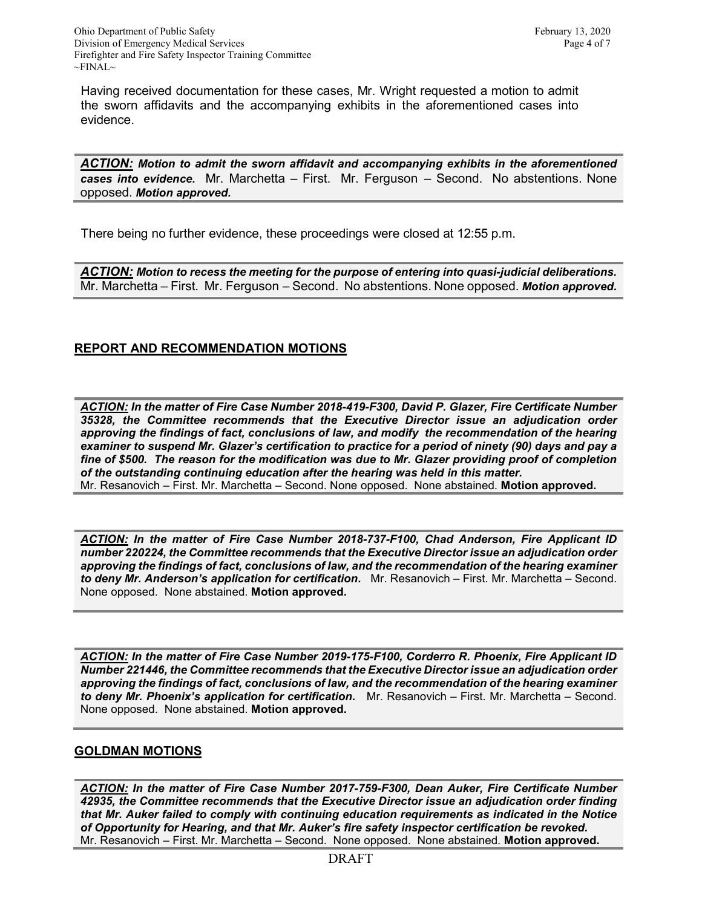Having received documentation for these cases, Mr. Wright requested a motion to admit the sworn affidavits and the accompanying exhibits in the aforementioned cases into evidence.

***ACTION:*** ***Motion to admit the sworn affidavit and accompanying exhibits in the aforementioned cases into evidence.*** Mr. Marchetta – First. Mr. Ferguson – Second. No abstentions. None opposed. ***Motion approved.***

There being no further evidence, these proceedings were closed at 12:55 p.m.

***ACTION:*** ***Motion to recess the meeting for the purpose of entering into quasi-judicial deliberations.*** Mr. Marchetta – First. Mr. Ferguson – Second. No abstentions. None opposed. ***Motion approved.***

## REPORT AND RECOMMENDATION MOTIONS

***ACTION:*** ***In the matter of Fire Case Number 2018-419-F300, David P. Glazer, Fire Certificate Number 35328, the Committee recommends that the Executive Director issue an adjudication order approving the findings of fact, conclusions of law, and modify the recommendation of the hearing examiner to suspend Mr. Glazer's certification to practice for a period of ninety (90) days and pay a fine of $500. The reason for the modification was due to Mr. Glazer providing proof of completion of the outstanding continuing education after the hearing was held in this matter.***
Mr. Resanovich – First. Mr. Marchetta – Second. None opposed. None abstained. **Motion approved.**

***ACTION:*** ***In the matter of Fire Case Number 2018-737-F100, Chad Anderson, Fire Applicant ID number 220224, the Committee recommends that the Executive Director issue an adjudication order approving the findings of fact, conclusions of law, and the recommendation of the hearing examiner to deny Mr. Anderson's application for certification.*** Mr. Resanovich – First. Mr. Marchetta – Second. None opposed. None abstained. **Motion approved.**

***ACTION:*** ***In the matter of Fire Case Number 2019-175-F100, Corderro R. Phoenix, Fire Applicant ID Number 221446, the Committee recommends that the Executive Director issue an adjudication order approving the findings of fact, conclusions of law, and the recommendation of the hearing examiner to deny Mr. Phoenix's application for certification.*** Mr. Resanovich – First. Mr. Marchetta – Second. None opposed. None abstained. **Motion approved.**

## GOLDMAN MOTIONS

***ACTION:*** ***In the matter of Fire Case Number 2017-759-F300, Dean Auker, Fire Certificate Number 42935, the Committee recommends that the Executive Director issue an adjudication order finding that Mr. Auker failed to comply with continuing education requirements as indicated in the Notice of Opportunity for Hearing, and that Mr. Auker's fire safety inspector certification be revoked.***
Mr. Resanovich – First. Mr. Marchetta – Second. None opposed. None abstained. **Motion approved.**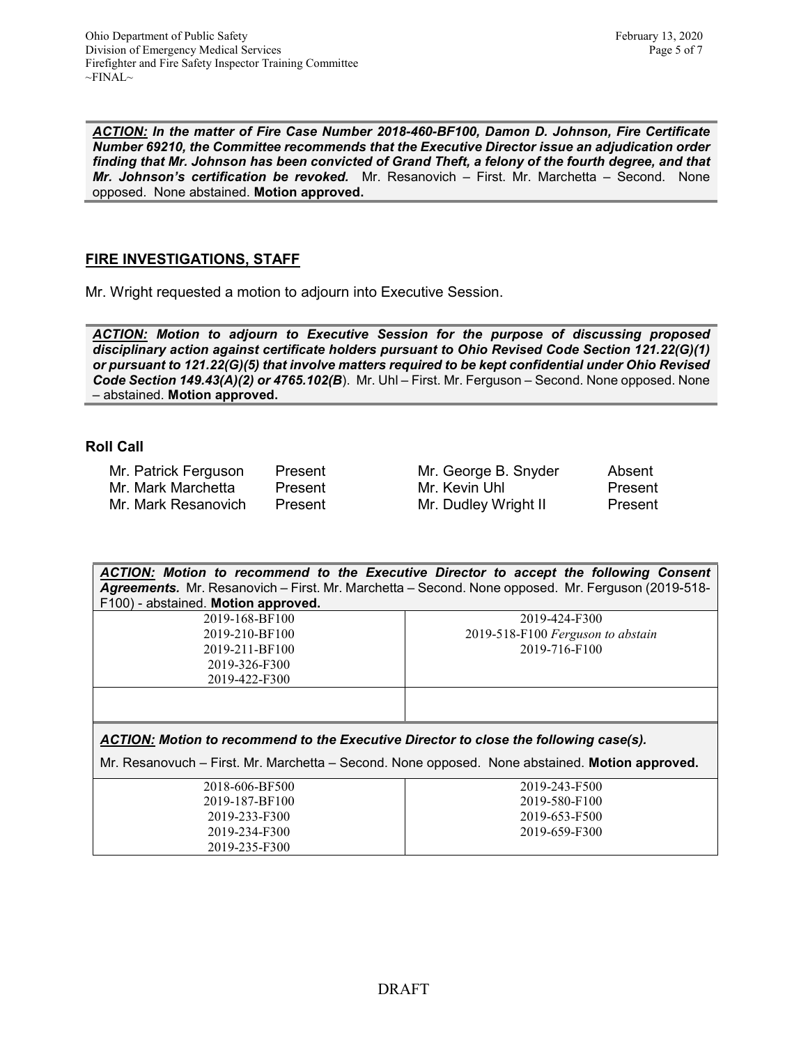***ACTION:*** ***In the matter of Fire Case Number 2018-460-BF100, Damon D. Johnson, Fire Certificate Number 69210, the Committee recommends that the Executive Director issue an adjudication order finding that Mr. Johnson has been convicted of Grand Theft, a felony of the fourth degree, and that Mr. Johnson's certification be revoked.*** Mr. Resanovich – First. Mr. Marchetta – Second. None opposed. None abstained. **Motion approved.**

## FIRE INVESTIGATIONS, STAFF

Mr. Wright requested a motion to adjourn into Executive Session.

***ACTION:*** ***Motion to adjourn to Executive Session for the purpose of discussing proposed disciplinary action against certificate holders pursuant to Ohio Revised Code Section 121.22(G)(1) or pursuant to 121.22(G)(5) that involve matters required to be kept confidential under Ohio Revised Code Section 149.43(A)(2) or 4765.102(B***). Mr. Uhl – First. Mr. Ferguson – Second. None opposed. None – abstained. **Motion approved.**

### Roll Call

| | | | |
|---|---|---|---|
| Mr. Patrick Ferguson | Present | Mr. George B. Snyder | Absent |
| Mr. Mark Marchetta | Present | Mr. Kevin Uhl | Present |
| Mr. Mark Resanovich | Present | Mr. Dudley Wright II | Present |

***ACTION:*** ***Motion to recommend to the Executive Director to accept the following Consent Agreements.*** Mr. Resanovich – First. Mr. Marchetta – Second. None opposed. Mr. Ferguson (2019-518-F100) - abstained. **Motion approved.**

| | |
|---|---|
| 2019-168-BF100 | 2019-424-F300 |
| 2019-210-BF100 | 2019-518-F100 *Ferguson to abstain* |
| 2019-211-BF100 | 2019-716-F100 |
| 2019-326-F300 | |
| 2019-422-F300 | |

***ACTION:*** ***Motion to recommend to the Executive Director to close the following case(s).***

Mr. Resanovuch – First. Mr. Marchetta – Second. None opposed. None abstained. **Motion approved.**

| | |
|---|---|
| 2018-606-BF500 | 2019-243-F500 |
| 2019-187-BF100 | 2019-580-F100 |
| 2019-233-F300 | 2019-653-F500 |
| 2019-234-F300 | 2019-659-F300 |
| 2019-235-F300 | |

DRAFT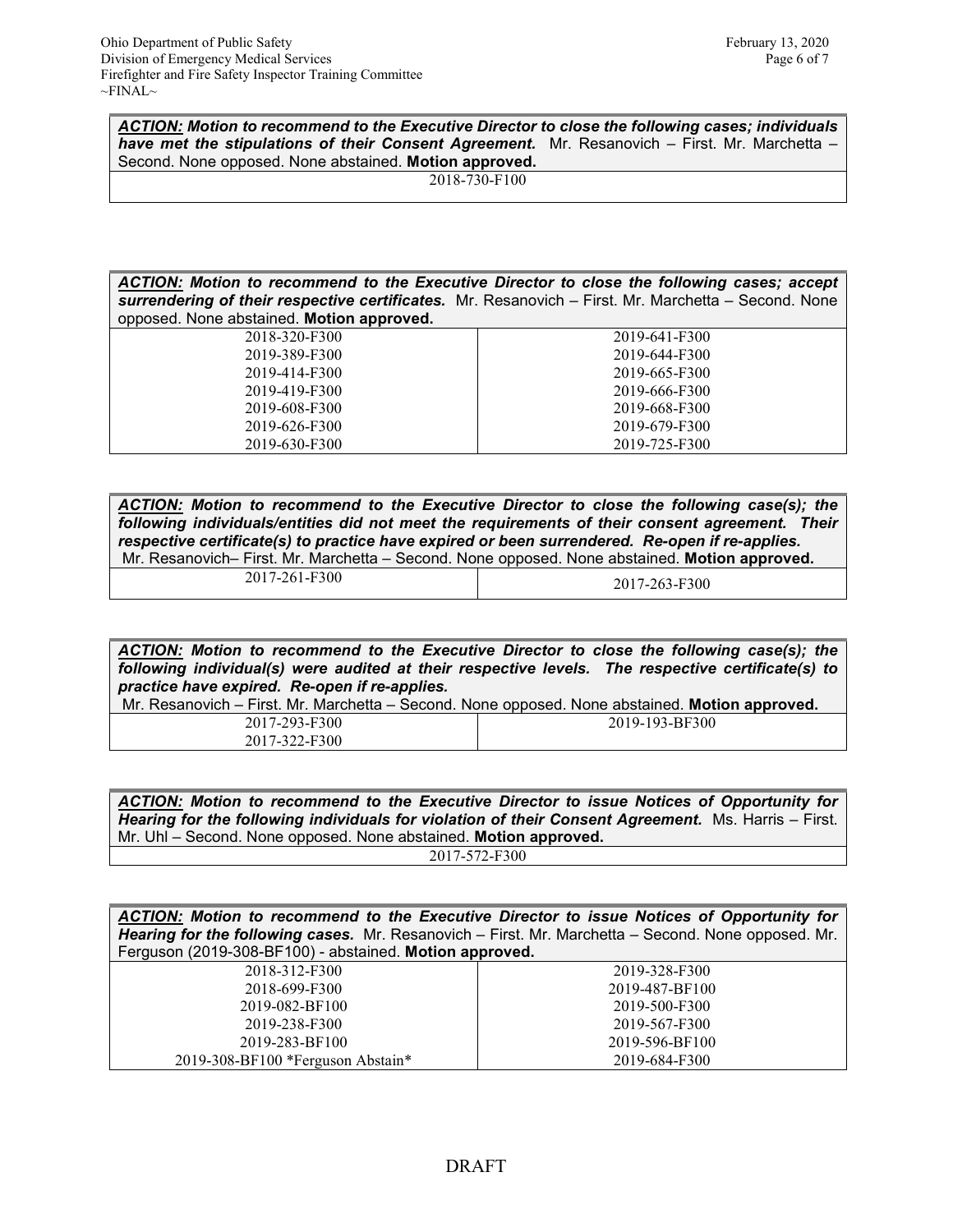***ACTION:*** ***Motion to recommend to the Executive Director to close the following cases; individuals have met the stipulations of their Consent Agreement.*** Mr. Resanovich – First. Mr. Marchetta – Second. None opposed. None abstained. **Motion approved.**

| 2018-730-F100 |
|---|

***ACTION:*** ***Motion to recommend to the Executive Director to close the following cases; accept surrendering of their respective certificates.*** Mr. Resanovich – First. Mr. Marchetta – Second. None opposed. None abstained. **Motion approved.**

| | |
|---|---|
| 2018-320-F300 | 2019-641-F300 |
| 2019-389-F300 | 2019-644-F300 |
| 2019-414-F300 | 2019-665-F300 |
| 2019-419-F300 | 2019-666-F300 |
| 2019-608-F300 | 2019-668-F300 |
| 2019-626-F300 | 2019-679-F300 |
| 2019-630-F300 | 2019-725-F300 |

***ACTION:*** ***Motion to recommend to the Executive Director to close the following case(s); the following individuals/entities did not meet the requirements of their consent agreement. Their respective certificate(s) to practice have expired or been surrendered. Re-open if re-applies.*** Mr. Resanovich– First. Mr. Marchetta – Second. None opposed. None abstained. **Motion approved.**

| | |
|---|---|
| 2017-261-F300 | 2017-263-F300 |

***ACTION:*** ***Motion to recommend to the Executive Director to close the following case(s); the following individual(s) were audited at their respective levels. The respective certificate(s) to practice have expired. Re-open if re-applies.*** Mr. Resanovich – First. Mr. Marchetta – Second. None opposed. None abstained. **Motion approved.**

| | |
|---|---|
| 2017-293-F300 | 2019-193-BF300 |
| 2017-322-F300 | |

***ACTION:*** ***Motion to recommend to the Executive Director to issue Notices of Opportunity for Hearing for the following individuals for violation of their Consent Agreement.*** Ms. Harris – First. Mr. Uhl – Second. None opposed. None abstained. **Motion approved.**

| 2017-572-F300 |
|---|

***ACTION:*** ***Motion to recommend to the Executive Director to issue Notices of Opportunity for Hearing for the following cases.*** Mr. Resanovich – First. Mr. Marchetta – Second. None opposed. Mr. Ferguson (2019-308-BF100) - abstained. **Motion approved.**

| | |
|---|---|
| 2018-312-F300 | 2019-328-F300 |
| 2018-699-F300 | 2019-487-BF100 |
| 2019-082-BF100 | 2019-500-F300 |
| 2019-238-F300 | 2019-567-F300 |
| 2019-283-BF100 | 2019-596-BF100 |
| 2019-308-BF100 *Ferguson Abstain* | 2019-684-F300 |

DRAFT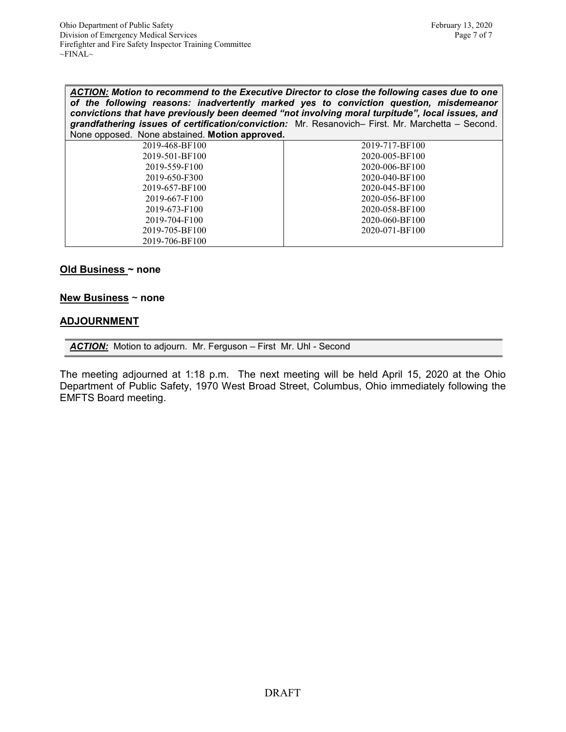***ACTION:*** ***Motion to recommend to the Executive Director to close the following cases due to one of the following reasons: inadvertently marked yes to conviction question, misdemeanor convictions that have previously been deemed "not involving moral turpitude", local issues, and grandfathering issues of certification/conviction:*** Mr. Resanovich– First. Mr. Marchetta – Second. None opposed. None abstained. **Motion approved.**

| | |
|---|---|
| 2019-468-BF100 | 2019-717-BF100 |
| 2019-501-BF100 | 2020-005-BF100 |
| 2019-559-F100 | 2020-006-BF100 |
| 2019-650-F300 | 2020-040-BF100 |
| 2019-657-BF100 | 2020-045-BF100 |
| 2019-667-F100 | 2020-056-BF100 |
| 2019-673-F100 | 2020-058-BF100 |
| 2019-704-F100 | 2020-060-BF100 |
| 2019-705-BF100 | 2020-071-BF100 |
| 2019-706-BF100 | |

**Old Business ~ none**

**New Business ~ none**

## ADJOURNMENT

***ACTION:*** Motion to adjourn. Mr. Ferguson – First Mr. Uhl - Second

The meeting adjourned at 1:18 p.m. The next meeting will be held April 15, 2020 at the Ohio Department of Public Safety, 1970 West Broad Street, Columbus, Ohio immediately following the EMFTS Board meeting.

DRAFT